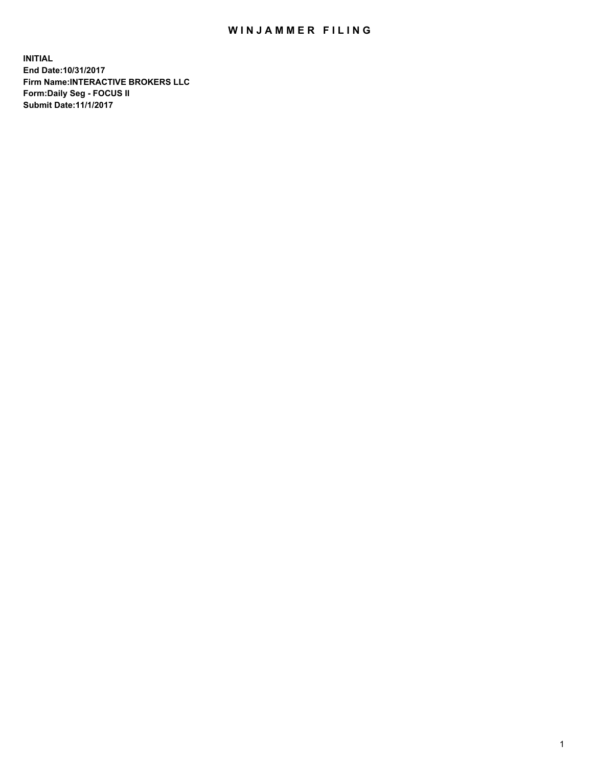# WINJAMMER FILING

**INITIAL**
**End Date:10/31/2017**
**Firm Name:INTERACTIVE BROKERS LLC**
**Form:Daily Seg - FOCUS II**
**Submit Date:11/1/2017**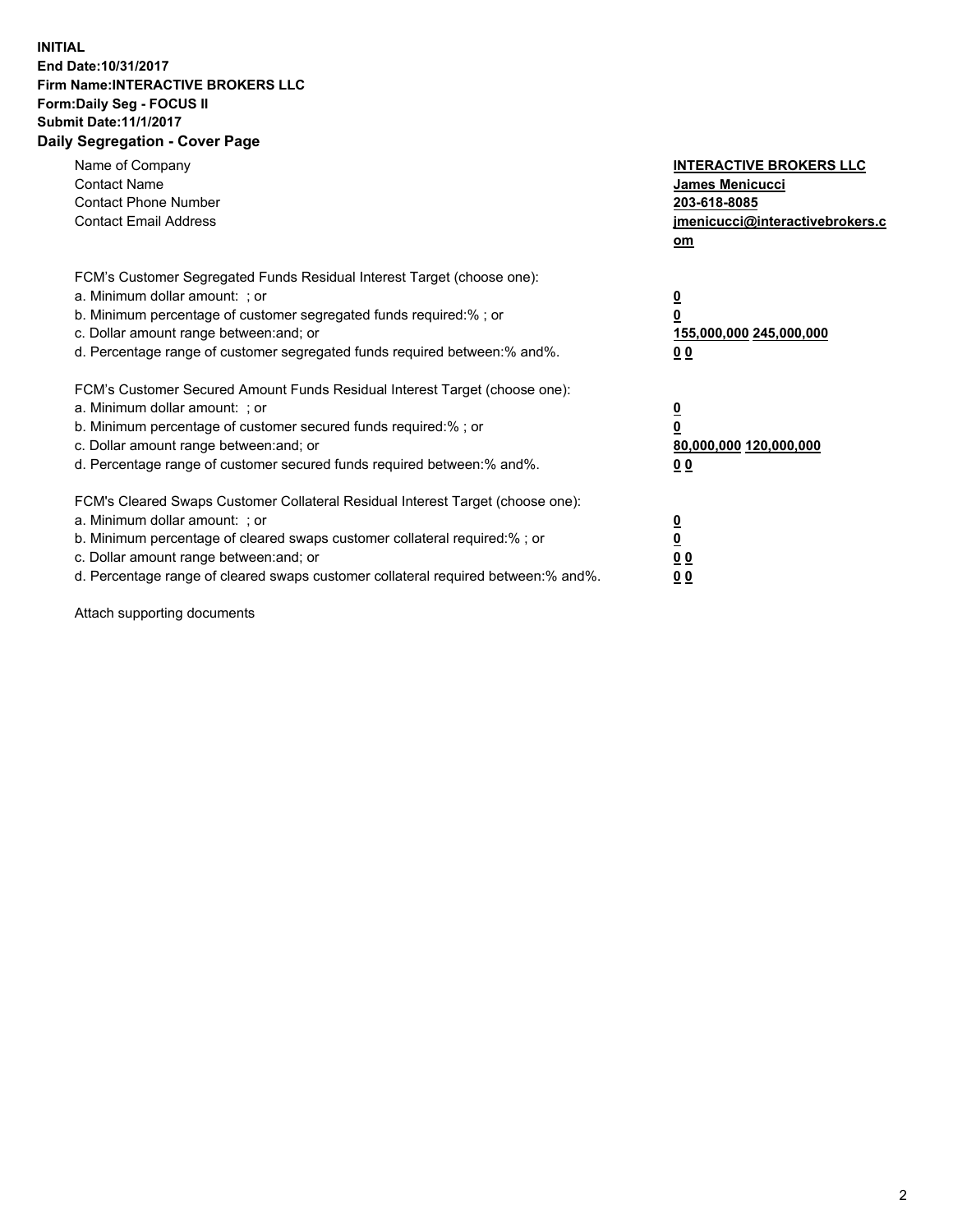**INITIAL**
**End Date:10/31/2017**
**Firm Name:INTERACTIVE BROKERS LLC**
**Form:Daily Seg - FOCUS II**
**Submit Date:11/1/2017**

## Daily Segregation - Cover Page

| | |
|---|---|
| Name of Company | **INTERACTIVE BROKERS LLC** |
| Contact Name | **James Menicucci** |
| Contact Phone Number | **203-618-8085** |
| Contact Email Address | **jmenicucci@interactivebrokers.com** |

FCM's Customer Segregated Funds Residual Interest Target (choose one):

| | |
|---|---|
| a. Minimum dollar amount: ; or | **0** |
| b. Minimum percentage of customer segregated funds required:% ; or | **0** |
| c. Dollar amount range between:and; or | **155,000,000 245,000,000** |
| d. Percentage range of customer segregated funds required between:% and%. | **0 0** |

FCM's Customer Secured Amount Funds Residual Interest Target (choose one):

| | |
|---|---|
| a. Minimum dollar amount: ; or | **0** |
| b. Minimum percentage of customer secured funds required:% ; or | **0** |
| c. Dollar amount range between:and; or | **80,000,000 120,000,000** |
| d. Percentage range of customer secured funds required between:% and%. | **0 0** |

FCM's Cleared Swaps Customer Collateral Residual Interest Target (choose one):

| | |
|---|---|
| a. Minimum dollar amount: ; or | **0** |
| b. Minimum percentage of cleared swaps customer collateral required:% ; or | **0** |
| c. Dollar amount range between:and; or | **0 0** |
| d. Percentage range of cleared swaps customer collateral required between:% and%. | **0 0** |

Attach supporting documents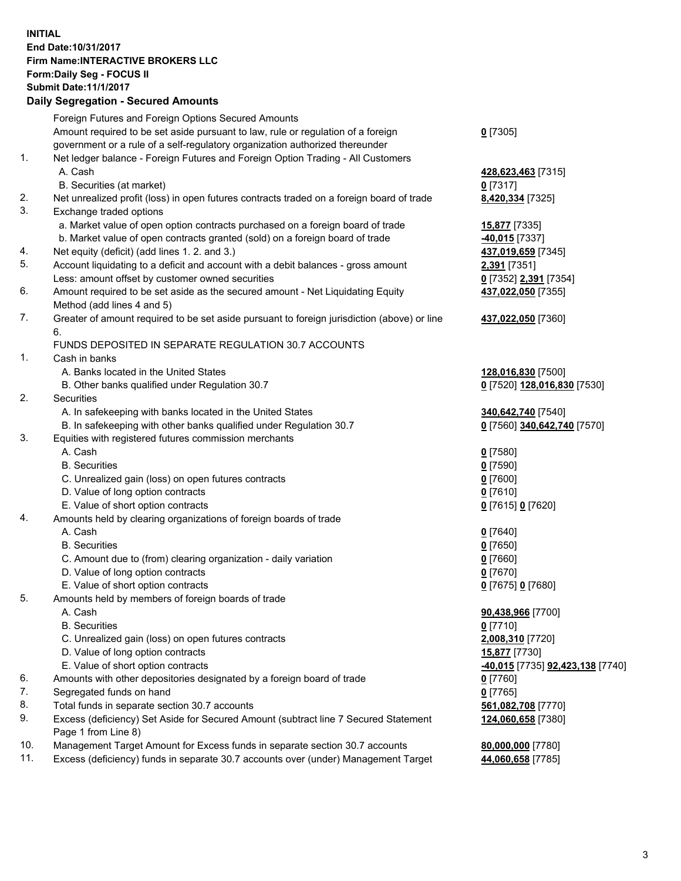**INITIAL**
**End Date:10/31/2017**
**Firm Name:INTERACTIVE BROKERS LLC**
**Form:Daily Seg - FOCUS II**
**Submit Date:11/1/2017**

**Daily Segregation - Secured Amounts**

| | | |
|---|---|---|
| | Foreign Futures and Foreign Options Secured Amounts | |
| | Amount required to be set aside pursuant to law, rule or regulation of a foreign government or a rule of a self-regulatory organization authorized thereunder | **0** [7305] |
| 1. | Net ledger balance - Foreign Futures and Foreign Option Trading - All Customers | |
| | A. Cash | **428,623,463** [7315] |
| | B. Securities (at market) | **0** [7317] |
| 2. | Net unrealized profit (loss) in open futures contracts traded on a foreign board of trade | **8,420,334** [7325] |
| 3. | Exchange traded options | |
| | a. Market value of open option contracts purchased on a foreign board of trade | **15,877** [7335] |
| | b. Market value of open contracts granted (sold) on a foreign board of trade | **-40,015** [7337] |
| 4. | Net equity (deficit) (add lines 1. 2. and 3.) | **437,019,659** [7345] |
| 5. | Account liquidating to a deficit and account with a debit balances - gross amount | **2,391** [7351] |
| | Less: amount offset by customer owned securities | **0** [7352] **2,391** [7354] |
| 6. | Amount required to be set aside as the secured amount - Net Liquidating Equity Method (add lines 4 and 5) | **437,022,050** [7355] |
| 7. | Greater of amount required to be set aside pursuant to foreign jurisdiction (above) or line 6. | **437,022,050** [7360] |
| | FUNDS DEPOSITED IN SEPARATE REGULATION 30.7 ACCOUNTS | |
| 1. | Cash in banks | |
| | A. Banks located in the United States | **128,016,830** [7500] |
| | B. Other banks qualified under Regulation 30.7 | **0** [7520] **128,016,830** [7530] |
| 2. | Securities | |
| | A. In safekeeping with banks located in the United States | **340,642,740** [7540] |
| | B. In safekeeping with other banks qualified under Regulation 30.7 | **0** [7560] **340,642,740** [7570] |
| 3. | Equities with registered futures commission merchants | |
| | A. Cash | **0** [7580] |
| | B. Securities | **0** [7590] |
| | C. Unrealized gain (loss) on open futures contracts | **0** [7600] |
| | D. Value of long option contracts | **0** [7610] |
| | E. Value of short option contracts | **0** [7615] **0** [7620] |
| 4. | Amounts held by clearing organizations of foreign boards of trade | |
| | A. Cash | **0** [7640] |
| | B. Securities | **0** [7650] |
| | C. Amount due to (from) clearing organization - daily variation | **0** [7660] |
| | D. Value of long option contracts | **0** [7670] |
| | E. Value of short option contracts | **0** [7675] **0** [7680] |
| 5. | Amounts held by members of foreign boards of trade | |
| | A. Cash | **90,438,966** [7700] |
| | B. Securities | **0** [7710] |
| | C. Unrealized gain (loss) on open futures contracts | **2,008,310** [7720] |
| | D. Value of long option contracts | **15,877** [7730] |
| | E. Value of short option contracts | **-40,015** [7735] **92,423,138** [7740] |
| 6. | Amounts with other depositories designated by a foreign board of trade | **0** [7760] |
| 7. | Segregated funds on hand | **0** [7765] |
| 8. | Total funds in separate section 30.7 accounts | **561,082,708** [7770] |
| 9. | Excess (deficiency) Set Aside for Secured Amount (subtract line 7 Secured Statement Page 1 from Line 8) | **124,060,658** [7380] |
| 10. | Management Target Amount for Excess funds in separate section 30.7 accounts | **80,000,000** [7780] |
| 11. | Excess (deficiency) funds in separate 30.7 accounts over (under) Management Target | **44,060,658** [7785] |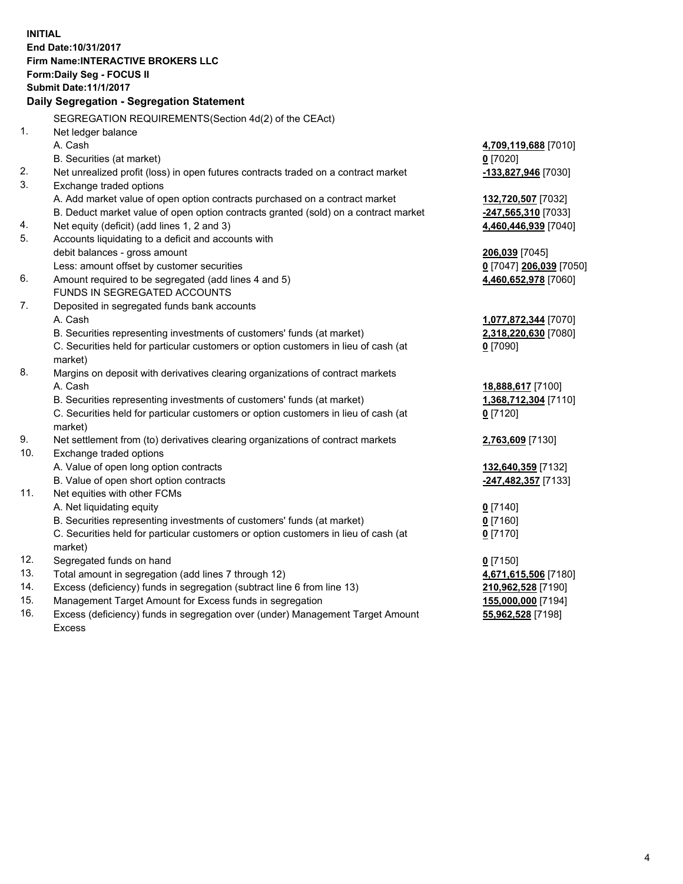**INITIAL**
**End Date:10/31/2017**
**Firm Name:INTERACTIVE BROKERS LLC**
**Form:Daily Seg - FOCUS II**
**Submit Date:11/1/2017**

## Daily Segregation - Segregation Statement

SEGREGATION REQUIREMENTS(Section 4d(2) of the CEAct)

| | | |
|---|---|---|
| 1. | Net ledger balance | |
| | A. Cash | **4,709,119,688** [7010] |
| | B. Securities (at market) | **0** [7020] |
| 2. | Net unrealized profit (loss) in open futures contracts traded on a contract market | **-133,827,946** [7030] |
| 3. | Exchange traded options | |
| | A. Add market value of open option contracts purchased on a contract market | **132,720,507** [7032] |
| | B. Deduct market value of open option contracts granted (sold) on a contract market | **-247,565,310** [7033] |
| 4. | Net equity (deficit) (add lines 1, 2 and 3) | **4,460,446,939** [7040] |
| 5. | Accounts liquidating to a deficit and accounts with | |
| | debit balances - gross amount | **206,039** [7045] |
| | Less: amount offset by customer securities | **0** [7047] **206,039** [7050] |
| 6. | Amount required to be segregated (add lines 4 and 5) | **4,460,652,978** [7060] |
| | FUNDS IN SEGREGATED ACCOUNTS | |
| 7. | Deposited in segregated funds bank accounts | |
| | A. Cash | **1,077,872,344** [7070] |
| | B. Securities representing investments of customers' funds (at market) | **2,318,220,630** [7080] |
| | C. Securities held for particular customers or option customers in lieu of cash (at market) | **0** [7090] |
| 8. | Margins on deposit with derivatives clearing organizations of contract markets | |
| | A. Cash | **18,888,617** [7100] |
| | B. Securities representing investments of customers' funds (at market) | **1,368,712,304** [7110] |
| | C. Securities held for particular customers or option customers in lieu of cash (at market) | **0** [7120] |
| 9. | Net settlement from (to) derivatives clearing organizations of contract markets | **2,763,609** [7130] |
| 10. | Exchange traded options | |
| | A. Value of open long option contracts | **132,640,359** [7132] |
| | B. Value of open short option contracts | **-247,482,357** [7133] |
| 11. | Net equities with other FCMs | |
| | A. Net liquidating equity | **0** [7140] |
| | B. Securities representing investments of customers' funds (at market) | **0** [7160] |
| | C. Securities held for particular customers or option customers in lieu of cash (at market) | **0** [7170] |
| 12. | Segregated funds on hand | **0** [7150] |
| 13. | Total amount in segregation (add lines 7 through 12) | **4,671,615,506** [7180] |
| 14. | Excess (deficiency) funds in segregation (subtract line 6 from line 13) | **210,962,528** [7190] |
| 15. | Management Target Amount for Excess funds in segregation | **155,000,000** [7194] |
| 16. | Excess (deficiency) funds in segregation over (under) Management Target Amount Excess | **55,962,528** [7198] |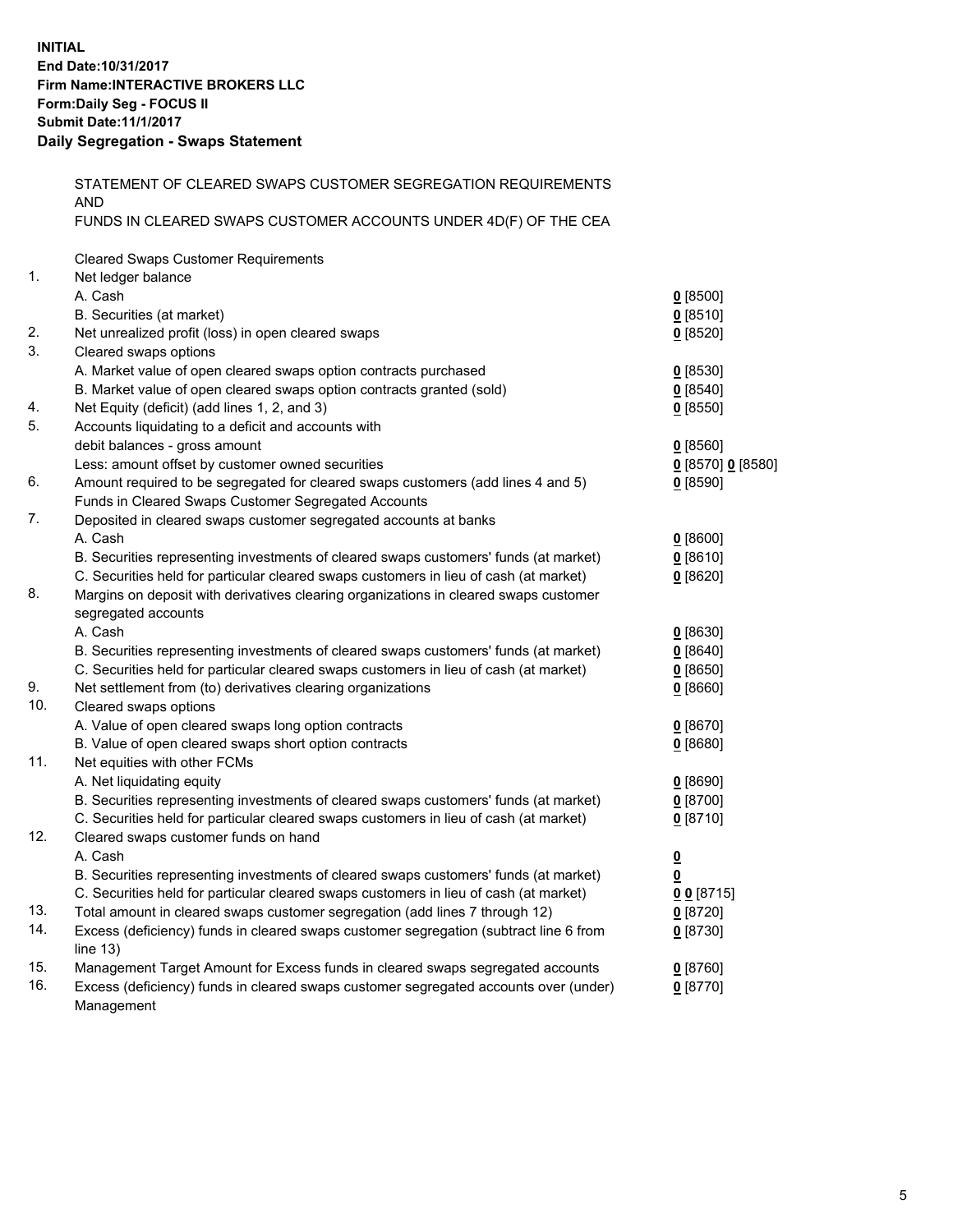**INITIAL**
**End Date:10/31/2017**
**Firm Name:INTERACTIVE BROKERS LLC**
**Form:Daily Seg - FOCUS II**
**Submit Date:11/1/2017**
**Daily Segregation - Swaps Statement**

STATEMENT OF CLEARED SWAPS CUSTOMER SEGREGATION REQUIREMENTS AND FUNDS IN CLEARED SWAPS CUSTOMER ACCOUNTS UNDER 4D(F) OF THE CEA

| | | |
|---|---|---|
| | Cleared Swaps Customer Requirements | |
| 1. | Net ledger balance | |
| | A. Cash | 0 [8500] |
| | B. Securities (at market) | 0 [8510] |
| 2. | Net unrealized profit (loss) in open cleared swaps | 0 [8520] |
| 3. | Cleared swaps options | |
| | A. Market value of open cleared swaps option contracts purchased | 0 [8530] |
| | B. Market value of open cleared swaps option contracts granted (sold) | 0 [8540] |
| 4. | Net Equity (deficit) (add lines 1, 2, and 3) | 0 [8550] |
| 5. | Accounts liquidating to a deficit and accounts with debit balances - gross amount | 0 [8560] |
| | Less: amount offset by customer owned securities | 0 [8570] 0 [8580] |
| 6. | Amount required to be segregated for cleared swaps customers (add lines 4 and 5) | 0 [8590] |
| | Funds in Cleared Swaps Customer Segregated Accounts | |
| 7. | Deposited in cleared swaps customer segregated accounts at banks | |
| | A. Cash | 0 [8600] |
| | B. Securities representing investments of cleared swaps customers' funds (at market) | 0 [8610] |
| | C. Securities held for particular cleared swaps customers in lieu of cash (at market) | 0 [8620] |
| 8. | Margins on deposit with derivatives clearing organizations in cleared swaps customer segregated accounts | |
| | A. Cash | 0 [8630] |
| | B. Securities representing investments of cleared swaps customers' funds (at market) | 0 [8640] |
| | C. Securities held for particular cleared swaps customers in lieu of cash (at market) | 0 [8650] |
| 9. | Net settlement from (to) derivatives clearing organizations | 0 [8660] |
| 10. | Cleared swaps options | |
| | A. Value of open cleared swaps long option contracts | 0 [8670] |
| | B. Value of open cleared swaps short option contracts | 0 [8680] |
| 11. | Net equities with other FCMs | |
| | A. Net liquidating equity | 0 [8690] |
| | B. Securities representing investments of cleared swaps customers' funds (at market) | 0 [8700] |
| | C. Securities held for particular cleared swaps customers in lieu of cash (at market) | 0 [8710] |
| 12. | Cleared swaps customer funds on hand | |
| | A. Cash | 0 |
| | B. Securities representing investments of cleared swaps customers' funds (at market) | 0 |
| | C. Securities held for particular cleared swaps customers in lieu of cash (at market) | 0 0 [8715] |
| 13. | Total amount in cleared swaps customer segregation (add lines 7 through 12) | 0 [8720] |
| 14. | Excess (deficiency) funds in cleared swaps customer segregation (subtract line 6 from line 13) | 0 [8730] |
| 15. | Management Target Amount for Excess funds in cleared swaps segregated accounts | 0 [8760] |
| 16. | Excess (deficiency) funds in cleared swaps customer segregated accounts over (under) Management | 0 [8770] |